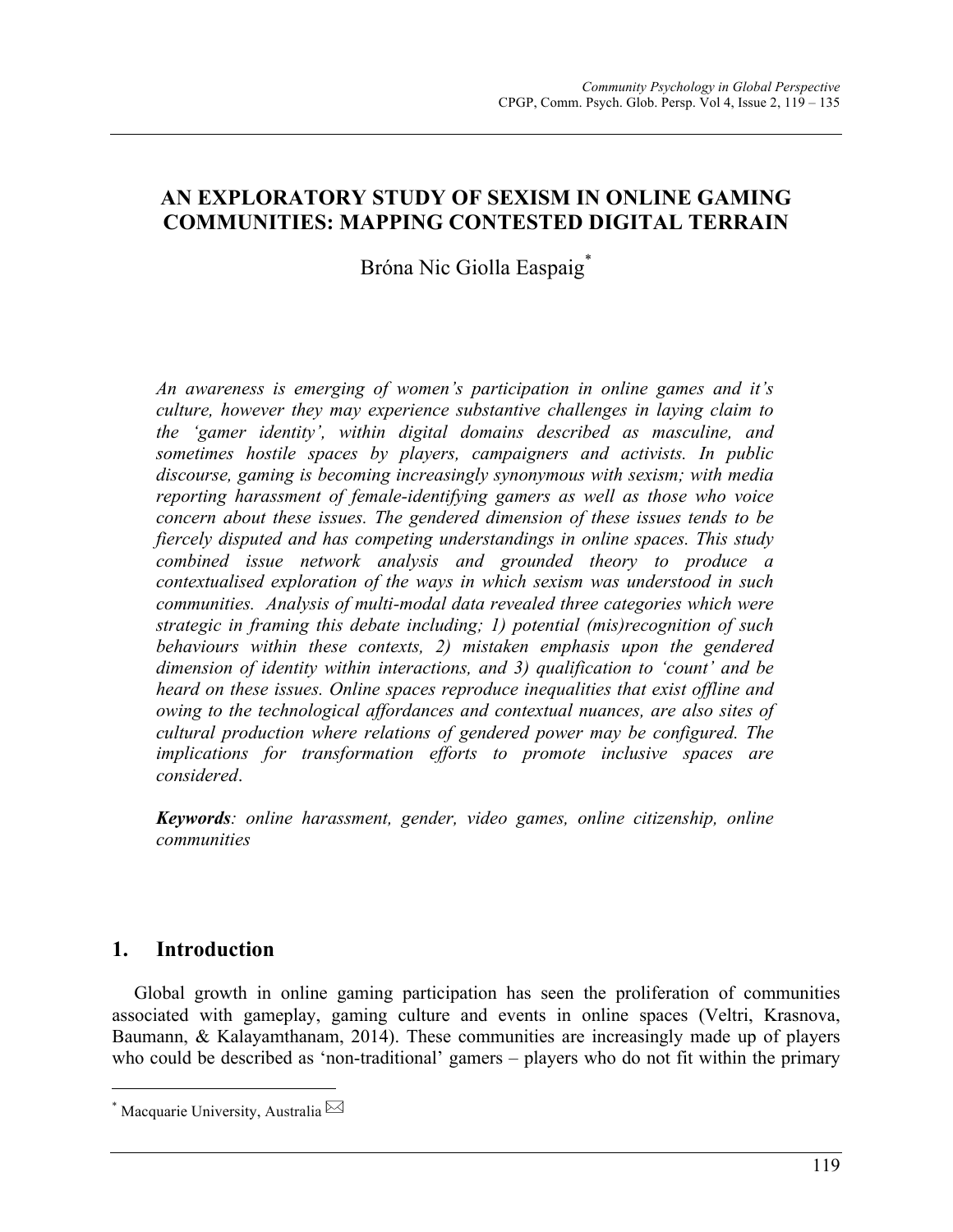# AN EXPLORATORY STUDY OF SEXISM IN ONLINE GAMING COMMUNITIES: MAPPING CONTESTED DIGITAL TERRAIN

Bróna Nic Giolla Easpaig[*]

*An awareness is emerging of women's participation in online games and it's culture, however they may experience substantive challenges in laying claim to the 'gamer identity', within digital domains described as masculine, and sometimes hostile spaces by players, campaigners and activists. In public discourse, gaming is becoming increasingly synonymous with sexism; with media reporting harassment of female-identifying gamers as well as those who voice concern about these issues. The gendered dimension of these issues tends to be fiercely disputed and has competing understandings in online spaces. This study combined issue network analysis and grounded theory to produce a contextualised exploration of the ways in which sexism was understood in such communities. Analysis of multi-modal data revealed three categories which were strategic in framing this debate including; 1) potential (mis)recognition of such behaviours within these contexts, 2) mistaken emphasis upon the gendered dimension of identity within interactions, and 3) qualification to 'count' and be heard on these issues. Online spaces reproduce inequalities that exist offline and owing to the technological affordances and contextual nuances, are also sites of cultural production where relations of gendered power may be configured. The implications for transformation efforts to promote inclusive spaces are considered.*

***Keywords**: online harassment, gender, video games, online citizenship, online communities*

## 1. Introduction

Global growth in online gaming participation has seen the proliferation of communities associated with gameplay, gaming culture and events in online spaces (Veltri, Krasnova, Baumann, & Kalayamthanam, 2014). These communities are increasingly made up of players who could be described as 'non-traditional' gamers – players who do not fit within the primary

[*] Macquarie University, Australia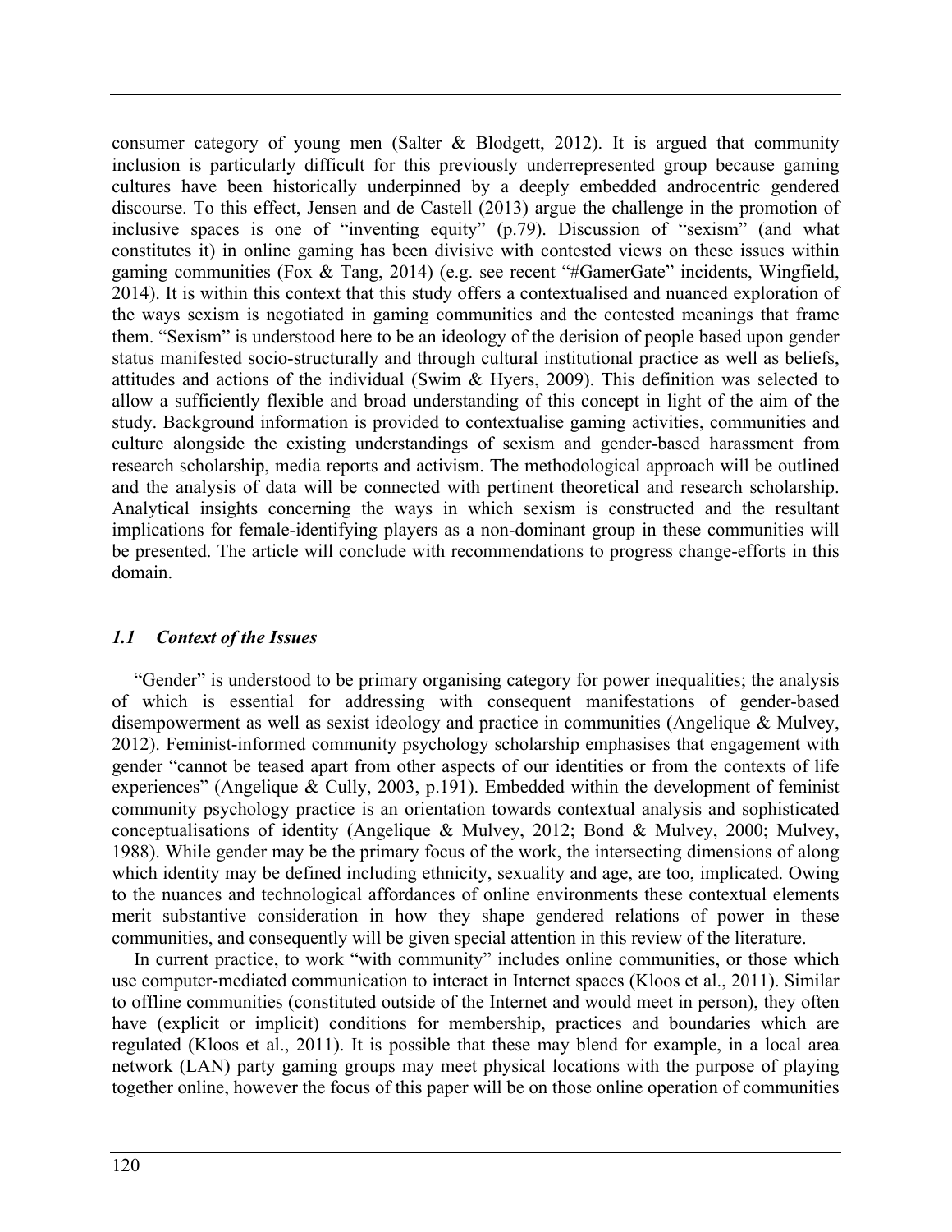consumer category of young men (Salter & Blodgett, 2012). It is argued that community inclusion is particularly difficult for this previously underrepresented group because gaming cultures have been historically underpinned by a deeply embedded androcentric gendered discourse. To this effect, Jensen and de Castell (2013) argue the challenge in the promotion of inclusive spaces is one of "inventing equity" (p.79). Discussion of "sexism" (and what constitutes it) in online gaming has been divisive with contested views on these issues within gaming communities (Fox & Tang, 2014) (e.g. see recent "#GamerGate" incidents, Wingfield, 2014). It is within this context that this study offers a contextualised and nuanced exploration of the ways sexism is negotiated in gaming communities and the contested meanings that frame them. "Sexism" is understood here to be an ideology of the derision of people based upon gender status manifested socio-structurally and through cultural institutional practice as well as beliefs, attitudes and actions of the individual (Swim & Hyers, 2009). This definition was selected to allow a sufficiently flexible and broad understanding of this concept in light of the aim of the study. Background information is provided to contextualise gaming activities, communities and culture alongside the existing understandings of sexism and gender-based harassment from research scholarship, media reports and activism. The methodological approach will be outlined and the analysis of data will be connected with pertinent theoretical and research scholarship. Analytical insights concerning the ways in which sexism is constructed and the resultant implications for female-identifying players as a non-dominant group in these communities will be presented. The article will conclude with recommendations to progress change-efforts in this domain.

### *1.1 Context of the Issues*

"Gender" is understood to be primary organising category for power inequalities; the analysis of which is essential for addressing with consequent manifestations of gender-based disempowerment as well as sexist ideology and practice in communities (Angelique & Mulvey, 2012). Feminist-informed community psychology scholarship emphasises that engagement with gender "cannot be teased apart from other aspects of our identities or from the contexts of life experiences" (Angelique & Cully, 2003, p.191). Embedded within the development of feminist community psychology practice is an orientation towards contextual analysis and sophisticated conceptualisations of identity (Angelique & Mulvey, 2012; Bond & Mulvey, 2000; Mulvey, 1988). While gender may be the primary focus of the work, the intersecting dimensions of along which identity may be defined including ethnicity, sexuality and age, are too, implicated. Owing to the nuances and technological affordances of online environments these contextual elements merit substantive consideration in how they shape gendered relations of power in these communities, and consequently will be given special attention in this review of the literature.

In current practice, to work "with community" includes online communities, or those which use computer-mediated communication to interact in Internet spaces (Kloos et al., 2011). Similar to offline communities (constituted outside of the Internet and would meet in person), they often have (explicit or implicit) conditions for membership, practices and boundaries which are regulated (Kloos et al., 2011). It is possible that these may blend for example, in a local area network (LAN) party gaming groups may meet physical locations with the purpose of playing together online, however the focus of this paper will be on those online operation of communities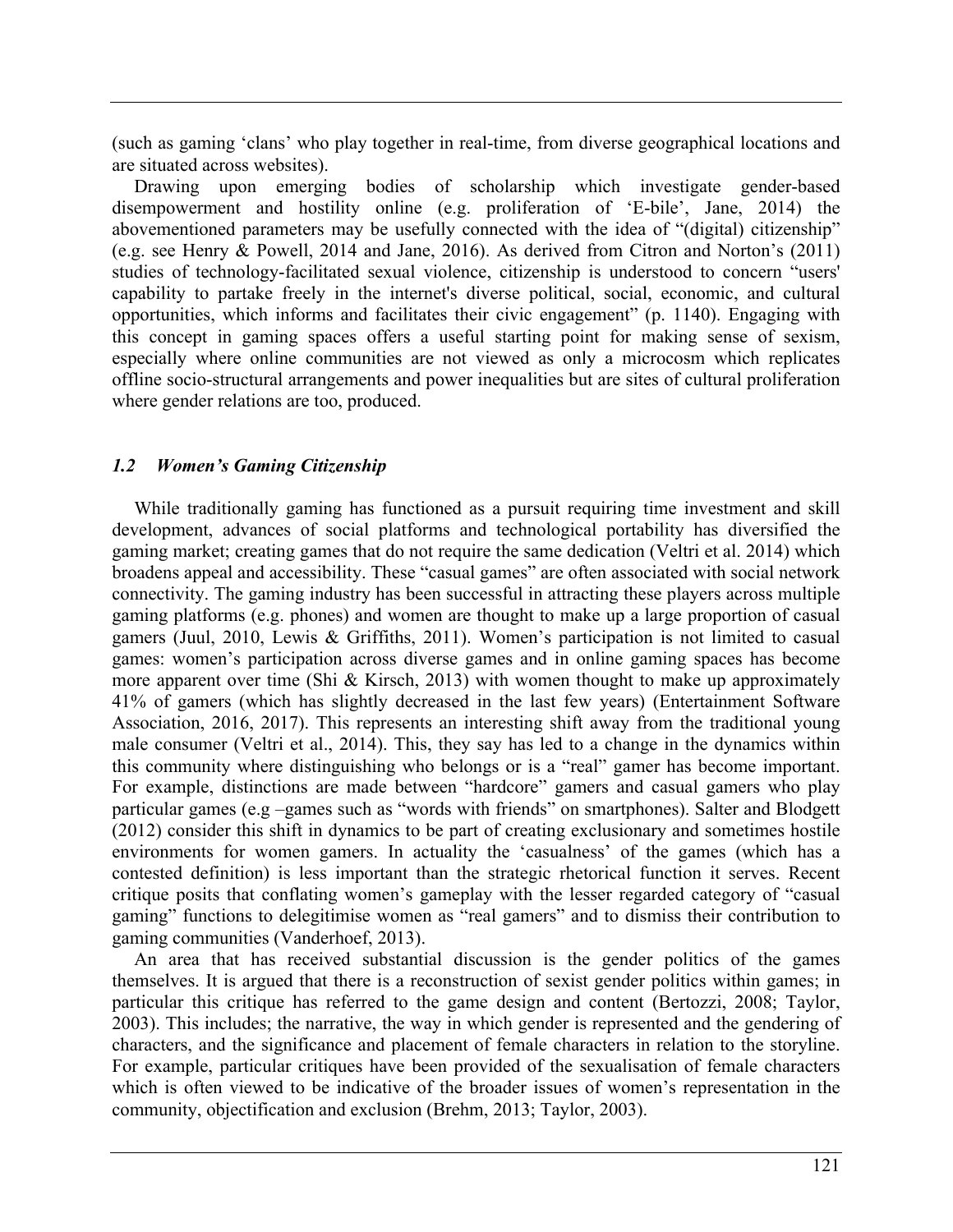(such as gaming 'clans' who play together in real-time, from diverse geographical locations and are situated across websites).

Drawing upon emerging bodies of scholarship which investigate gender-based disempowerment and hostility online (e.g. proliferation of 'E-bile', Jane, 2014) the abovementioned parameters may be usefully connected with the idea of "(digital) citizenship" (e.g. see Henry & Powell, 2014 and Jane, 2016). As derived from Citron and Norton's (2011) studies of technology-facilitated sexual violence, citizenship is understood to concern "users' capability to partake freely in the internet's diverse political, social, economic, and cultural opportunities, which informs and facilitates their civic engagement" (p. 1140). Engaging with this concept in gaming spaces offers a useful starting point for making sense of sexism, especially where online communities are not viewed as only a microcosm which replicates offline socio-structural arrangements and power inequalities but are sites of cultural proliferation where gender relations are too, produced.

### *1.2 Women's Gaming Citizenship*

While traditionally gaming has functioned as a pursuit requiring time investment and skill development, advances of social platforms and technological portability has diversified the gaming market; creating games that do not require the same dedication (Veltri et al. 2014) which broadens appeal and accessibility. These "casual games" are often associated with social network connectivity. The gaming industry has been successful in attracting these players across multiple gaming platforms (e.g. phones) and women are thought to make up a large proportion of casual gamers (Juul, 2010, Lewis & Griffiths, 2011). Women's participation is not limited to casual games: women's participation across diverse games and in online gaming spaces has become more apparent over time (Shi & Kirsch, 2013) with women thought to make up approximately 41% of gamers (which has slightly decreased in the last few years) (Entertainment Software Association, 2016, 2017). This represents an interesting shift away from the traditional young male consumer (Veltri et al., 2014). This, they say has led to a change in the dynamics within this community where distinguishing who belongs or is a "real" gamer has become important. For example, distinctions are made between "hardcore" gamers and casual gamers who play particular games (e.g –games such as "words with friends" on smartphones). Salter and Blodgett (2012) consider this shift in dynamics to be part of creating exclusionary and sometimes hostile environments for women gamers. In actuality the 'casualness' of the games (which has a contested definition) is less important than the strategic rhetorical function it serves. Recent critique posits that conflating women's gameplay with the lesser regarded category of "casual gaming" functions to delegitimise women as "real gamers" and to dismiss their contribution to gaming communities (Vanderhoef, 2013).

An area that has received substantial discussion is the gender politics of the games themselves. It is argued that there is a reconstruction of sexist gender politics within games; in particular this critique has referred to the game design and content (Bertozzi, 2008; Taylor, 2003). This includes; the narrative, the way in which gender is represented and the gendering of characters, and the significance and placement of female characters in relation to the storyline. For example, particular critiques have been provided of the sexualisation of female characters which is often viewed to be indicative of the broader issues of women's representation in the community, objectification and exclusion (Brehm, 2013; Taylor, 2003).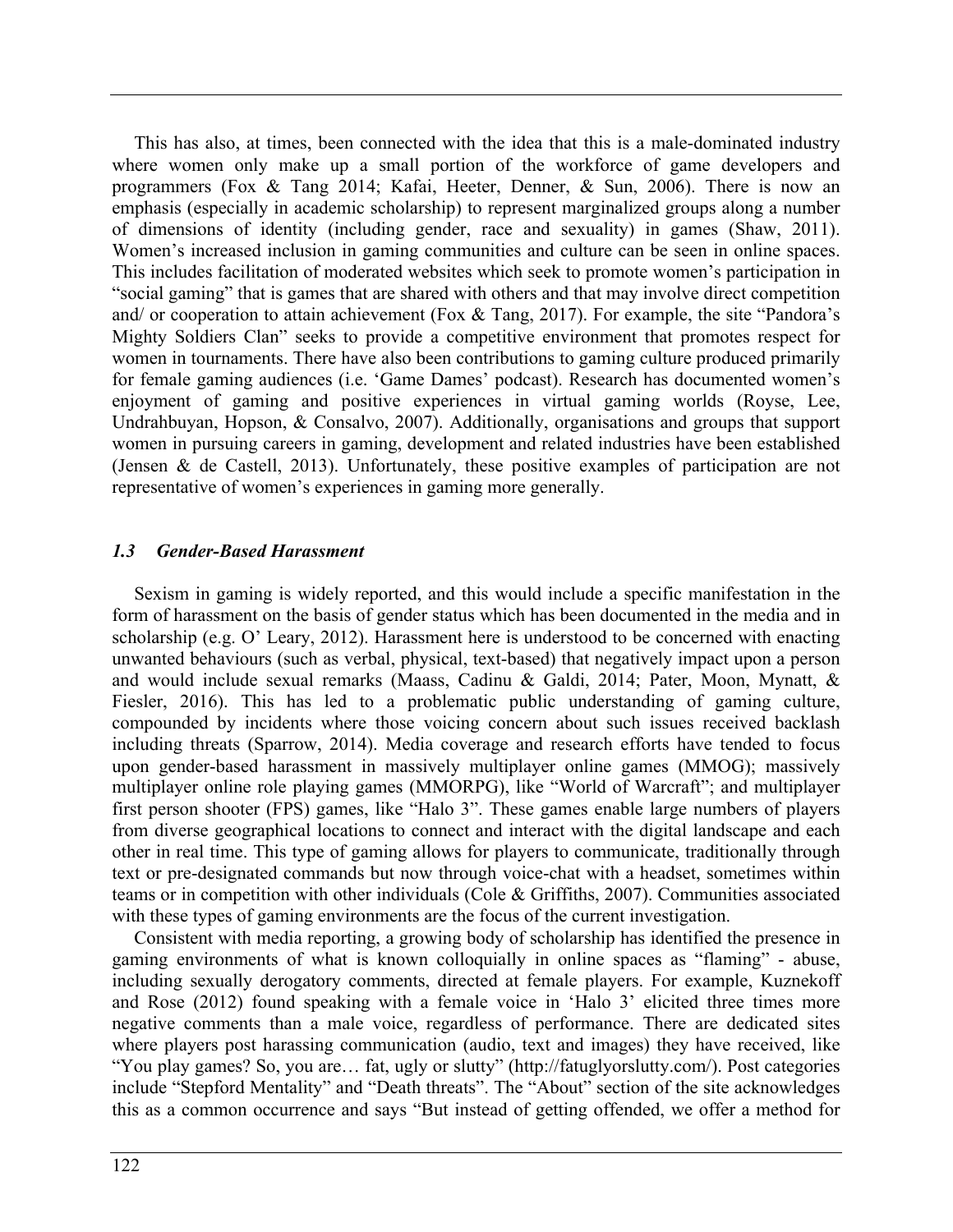This has also, at times, been connected with the idea that this is a male-dominated industry where women only make up a small portion of the workforce of game developers and programmers (Fox & Tang 2014; Kafai, Heeter, Denner, & Sun, 2006). There is now an emphasis (especially in academic scholarship) to represent marginalized groups along a number of dimensions of identity (including gender, race and sexuality) in games (Shaw, 2011). Women's increased inclusion in gaming communities and culture can be seen in online spaces. This includes facilitation of moderated websites which seek to promote women's participation in "social gaming" that is games that are shared with others and that may involve direct competition and/ or cooperation to attain achievement (Fox & Tang, 2017). For example, the site "Pandora's Mighty Soldiers Clan" seeks to provide a competitive environment that promotes respect for women in tournaments. There have also been contributions to gaming culture produced primarily for female gaming audiences (i.e. 'Game Dames' podcast). Research has documented women's enjoyment of gaming and positive experiences in virtual gaming worlds (Royse, Lee, Undrahbuyan, Hopson, & Consalvo, 2007). Additionally, organisations and groups that support women in pursuing careers in gaming, development and related industries have been established (Jensen & de Castell, 2013). Unfortunately, these positive examples of participation are not representative of women's experiences in gaming more generally.

### *1.3 Gender-Based Harassment*

Sexism in gaming is widely reported, and this would include a specific manifestation in the form of harassment on the basis of gender status which has been documented in the media and in scholarship (e.g. O' Leary, 2012). Harassment here is understood to be concerned with enacting unwanted behaviours (such as verbal, physical, text-based) that negatively impact upon a person and would include sexual remarks (Maass, Cadinu & Galdi, 2014; Pater, Moon, Mynatt, & Fiesler, 2016). This has led to a problematic public understanding of gaming culture, compounded by incidents where those voicing concern about such issues received backlash including threats (Sparrow, 2014). Media coverage and research efforts have tended to focus upon gender-based harassment in massively multiplayer online games (MMOG); massively multiplayer online role playing games (MMORPG), like "World of Warcraft"; and multiplayer first person shooter (FPS) games, like "Halo 3". These games enable large numbers of players from diverse geographical locations to connect and interact with the digital landscape and each other in real time. This type of gaming allows for players to communicate, traditionally through text or pre-designated commands but now through voice-chat with a headset, sometimes within teams or in competition with other individuals (Cole & Griffiths, 2007). Communities associated with these types of gaming environments are the focus of the current investigation.

Consistent with media reporting, a growing body of scholarship has identified the presence in gaming environments of what is known colloquially in online spaces as "flaming" - abuse, including sexually derogatory comments, directed at female players. For example, Kuznekoff and Rose (2012) found speaking with a female voice in 'Halo 3' elicited three times more negative comments than a male voice, regardless of performance. There are dedicated sites where players post harassing communication (audio, text and images) they have received, like "You play games? So, you are… fat, ugly or slutty" (http://fatuglyorslutty.com/). Post categories include "Stepford Mentality" and "Death threats". The "About" section of the site acknowledges this as a common occurrence and says "But instead of getting offended, we offer a method for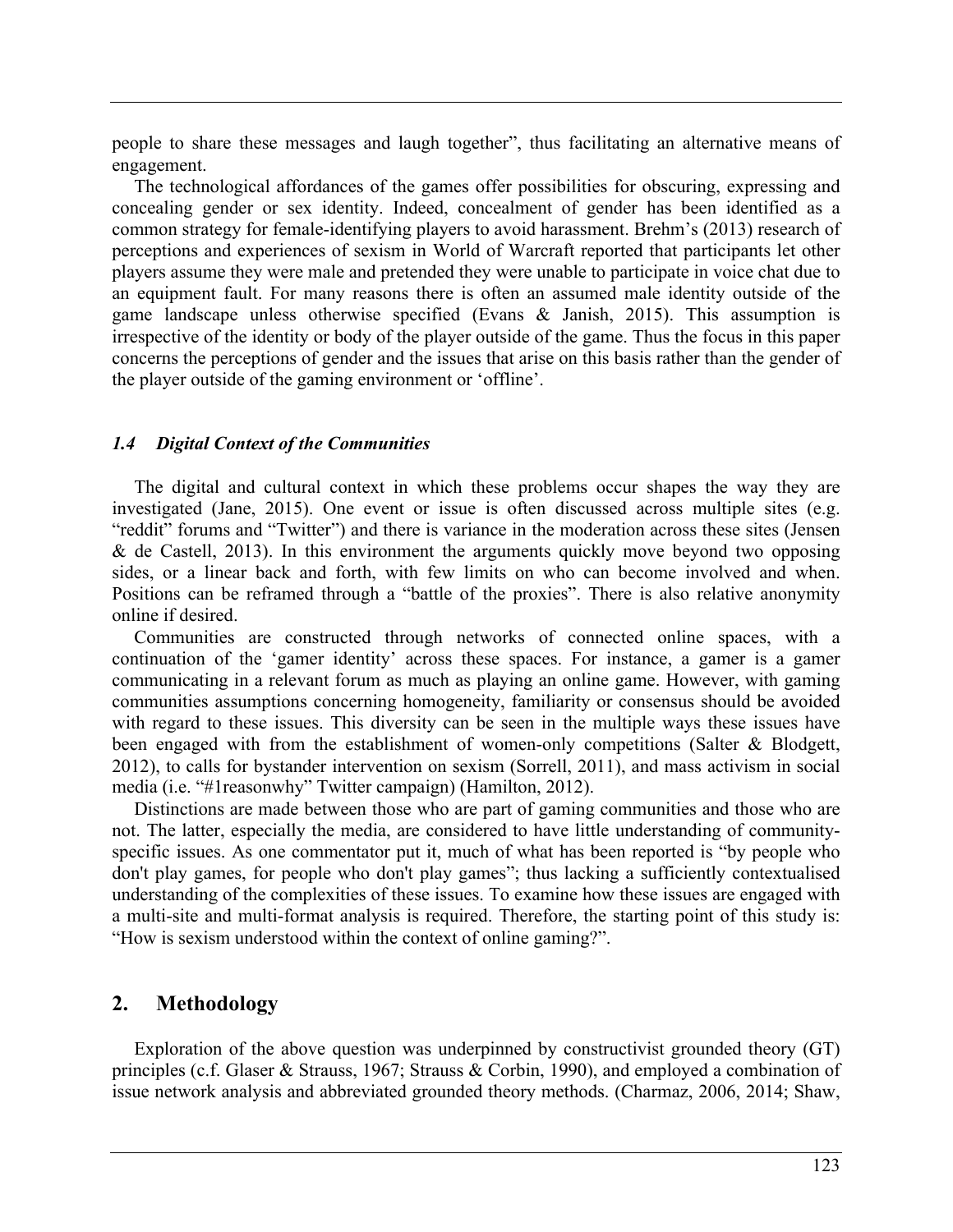people to share these messages and laugh together", thus facilitating an alternative means of engagement.

The technological affordances of the games offer possibilities for obscuring, expressing and concealing gender or sex identity. Indeed, concealment of gender has been identified as a common strategy for female-identifying players to avoid harassment. Brehm's (2013) research of perceptions and experiences of sexism in World of Warcraft reported that participants let other players assume they were male and pretended they were unable to participate in voice chat due to an equipment fault. For many reasons there is often an assumed male identity outside of the game landscape unless otherwise specified (Evans & Janish, 2015). This assumption is irrespective of the identity or body of the player outside of the game. Thus the focus in this paper concerns the perceptions of gender and the issues that arise on this basis rather than the gender of the player outside of the gaming environment or 'offline'.

### *1.4 Digital Context of the Communities*

The digital and cultural context in which these problems occur shapes the way they are investigated (Jane, 2015). One event or issue is often discussed across multiple sites (e.g. "reddit" forums and "Twitter") and there is variance in the moderation across these sites (Jensen & de Castell, 2013). In this environment the arguments quickly move beyond two opposing sides, or a linear back and forth, with few limits on who can become involved and when. Positions can be reframed through a "battle of the proxies". There is also relative anonymity online if desired.

Communities are constructed through networks of connected online spaces, with a continuation of the 'gamer identity' across these spaces. For instance, a gamer is a gamer communicating in a relevant forum as much as playing an online game. However, with gaming communities assumptions concerning homogeneity, familiarity or consensus should be avoided with regard to these issues. This diversity can be seen in the multiple ways these issues have been engaged with from the establishment of women-only competitions (Salter & Blodgett, 2012), to calls for bystander intervention on sexism (Sorrell, 2011), and mass activism in social media (i.e. "#1reasonwhy" Twitter campaign) (Hamilton, 2012).

Distinctions are made between those who are part of gaming communities and those who are not. The latter, especially the media, are considered to have little understanding of community-specific issues. As one commentator put it, much of what has been reported is "by people who don't play games, for people who don't play games"; thus lacking a sufficiently contextualised understanding of the complexities of these issues. To examine how these issues are engaged with a multi-site and multi-format analysis is required. Therefore, the starting point of this study is: "How is sexism understood within the context of online gaming?".

## 2. Methodology

Exploration of the above question was underpinned by constructivist grounded theory (GT) principles (c.f. Glaser & Strauss, 1967; Strauss & Corbin, 1990), and employed a combination of issue network analysis and abbreviated grounded theory methods. (Charmaz, 2006, 2014; Shaw,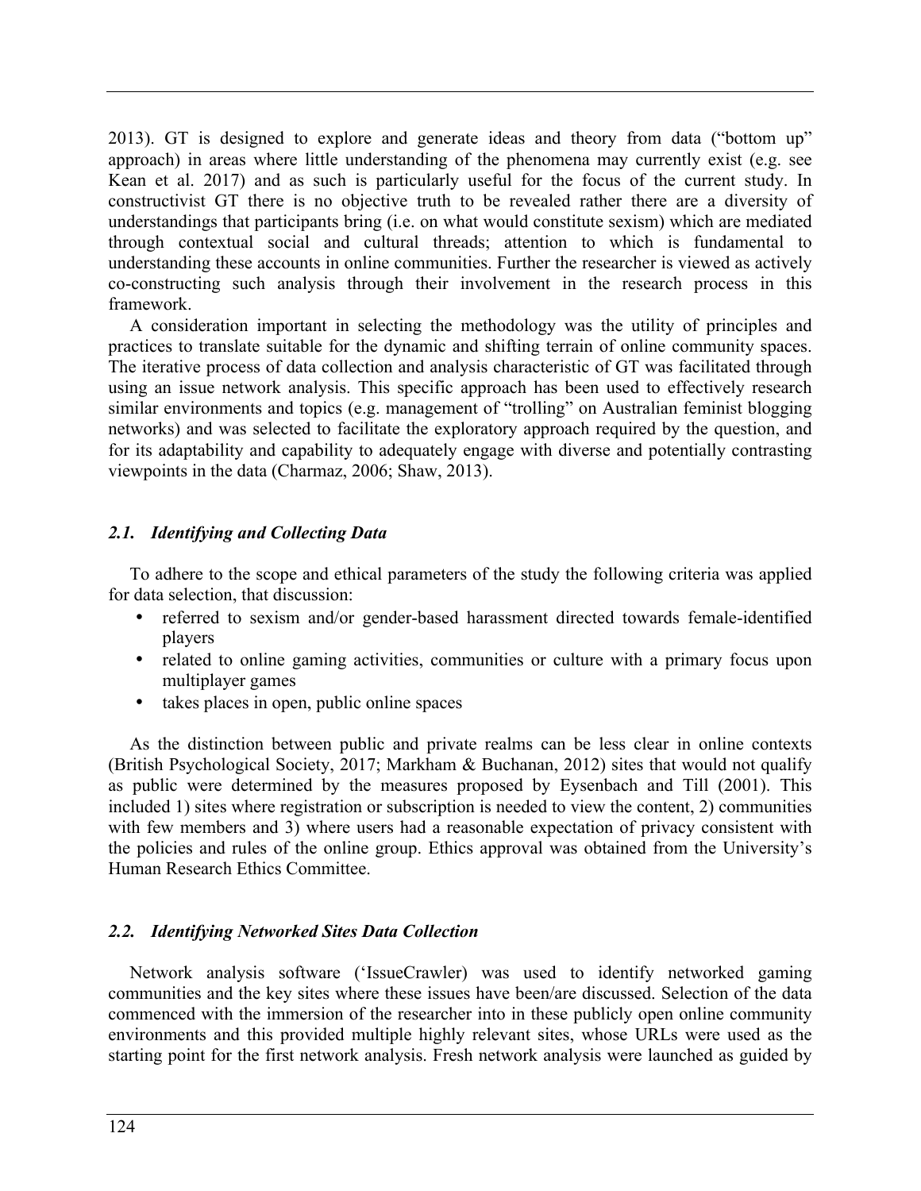2013). GT is designed to explore and generate ideas and theory from data ("bottom up" approach) in areas where little understanding of the phenomena may currently exist (e.g. see Kean et al. 2017) and as such is particularly useful for the focus of the current study. In constructivist GT there is no objective truth to be revealed rather there are a diversity of understandings that participants bring (i.e. on what would constitute sexism) which are mediated through contextual social and cultural threads; attention to which is fundamental to understanding these accounts in online communities. Further the researcher is viewed as actively co-constructing such analysis through their involvement in the research process in this framework.

A consideration important in selecting the methodology was the utility of principles and practices to translate suitable for the dynamic and shifting terrain of online community spaces. The iterative process of data collection and analysis characteristic of GT was facilitated through using an issue network analysis. This specific approach has been used to effectively research similar environments and topics (e.g. management of "trolling" on Australian feminist blogging networks) and was selected to facilitate the exploratory approach required by the question, and for its adaptability and capability to adequately engage with diverse and potentially contrasting viewpoints in the data (Charmaz, 2006; Shaw, 2013).

### *2.1. Identifying and Collecting Data*

To adhere to the scope and ethical parameters of the study the following criteria was applied for data selection, that discussion:

- referred to sexism and/or gender-based harassment directed towards female-identified players
- related to online gaming activities, communities or culture with a primary focus upon multiplayer games
- takes places in open, public online spaces

As the distinction between public and private realms can be less clear in online contexts (British Psychological Society, 2017; Markham & Buchanan, 2012) sites that would not qualify as public were determined by the measures proposed by Eysenbach and Till (2001). This included 1) sites where registration or subscription is needed to view the content, 2) communities with few members and 3) where users had a reasonable expectation of privacy consistent with the policies and rules of the online group. Ethics approval was obtained from the University's Human Research Ethics Committee.

### *2.2. Identifying Networked Sites Data Collection*

Network analysis software ('IssueCrawler) was used to identify networked gaming communities and the key sites where these issues have been/are discussed. Selection of the data commenced with the immersion of the researcher into in these publicly open online community environments and this provided multiple highly relevant sites, whose URLs were used as the starting point for the first network analysis. Fresh network analysis were launched as guided by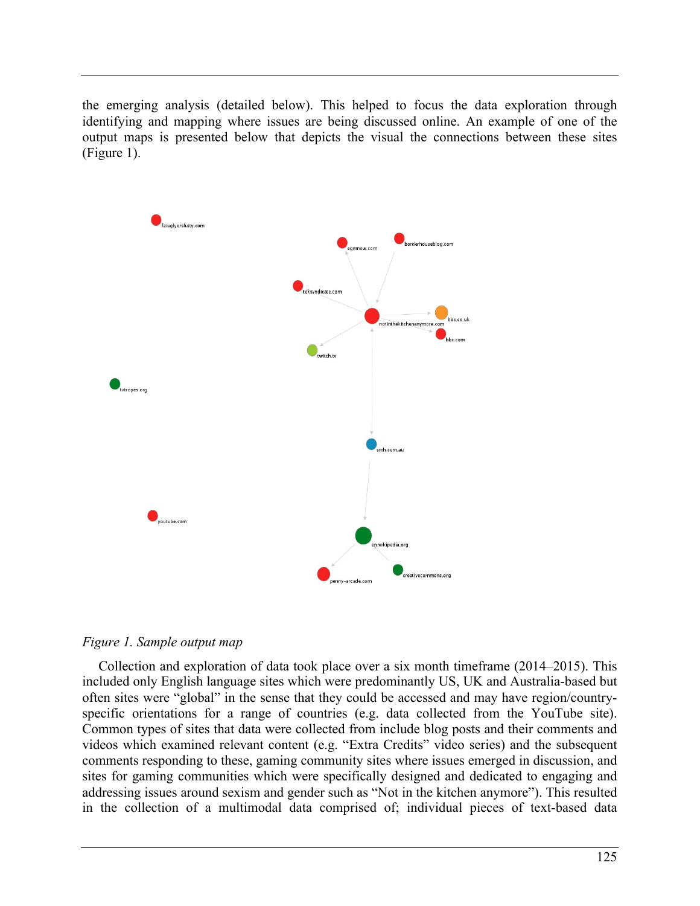the emerging analysis (detailed below). This helped to focus the data exploration through identifying and mapping where issues are being discussed online. An example of one of the output maps is presented below that depicts the visual the connections between these sites (Figure 1).

*Figure 1. Sample output map*

Collection and exploration of data took place over a six month timeframe (2014–2015). This included only English language sites which were predominantly US, UK and Australia-based but often sites were "global" in the sense that they could be accessed and may have region/country-specific orientations for a range of countries (e.g. data collected from the YouTube site). Common types of sites that data were collected from include blog posts and their comments and videos which examined relevant content (e.g. "Extra Credits" video series) and the subsequent comments responding to these, gaming community sites where issues emerged in discussion, and sites for gaming communities which were specifically designed and dedicated to engaging and addressing issues around sexism and gender such as "Not in the kitchen anymore"). This resulted in the collection of a multimodal data comprised of; individual pieces of text-based data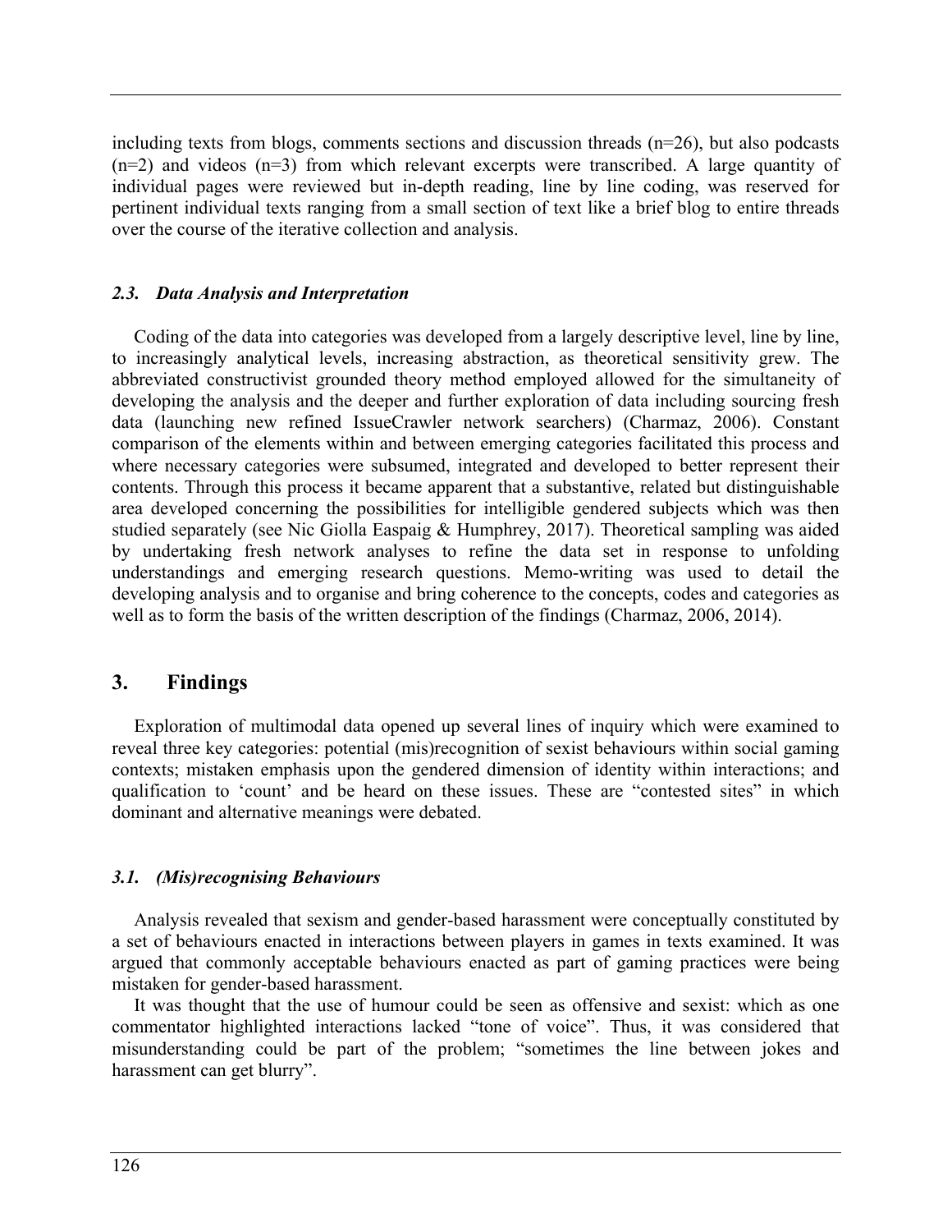including texts from blogs, comments sections and discussion threads (n=26), but also podcasts (n=2) and videos (n=3) from which relevant excerpts were transcribed. A large quantity of individual pages were reviewed but in-depth reading, line by line coding, was reserved for pertinent individual texts ranging from a small section of text like a brief blog to entire threads over the course of the iterative collection and analysis.

### *2.3. Data Analysis and Interpretation*

Coding of the data into categories was developed from a largely descriptive level, line by line, to increasingly analytical levels, increasing abstraction, as theoretical sensitivity grew. The abbreviated constructivist grounded theory method employed allowed for the simultaneity of developing the analysis and the deeper and further exploration of data including sourcing fresh data (launching new refined IssueCrawler network searchers) (Charmaz, 2006). Constant comparison of the elements within and between emerging categories facilitated this process and where necessary categories were subsumed, integrated and developed to better represent their contents. Through this process it became apparent that a substantive, related but distinguishable area developed concerning the possibilities for intelligible gendered subjects which was then studied separately (see Nic Giolla Easpaig & Humphrey, 2017). Theoretical sampling was aided by undertaking fresh network analyses to refine the data set in response to unfolding understandings and emerging research questions. Memo-writing was used to detail the developing analysis and to organise and bring coherence to the concepts, codes and categories as well as to form the basis of the written description of the findings (Charmaz, 2006, 2014).

## 3. Findings

Exploration of multimodal data opened up several lines of inquiry which were examined to reveal three key categories: potential (mis)recognition of sexist behaviours within social gaming contexts; mistaken emphasis upon the gendered dimension of identity within interactions; and qualification to 'count' and be heard on these issues. These are "contested sites" in which dominant and alternative meanings were debated.

### *3.1. (Mis)recognising Behaviours*

Analysis revealed that sexism and gender-based harassment were conceptually constituted by a set of behaviours enacted in interactions between players in games in texts examined. It was argued that commonly acceptable behaviours enacted as part of gaming practices were being mistaken for gender-based harassment.

It was thought that the use of humour could be seen as offensive and sexist: which as one commentator highlighted interactions lacked "tone of voice". Thus, it was considered that misunderstanding could be part of the problem; "sometimes the line between jokes and harassment can get blurry".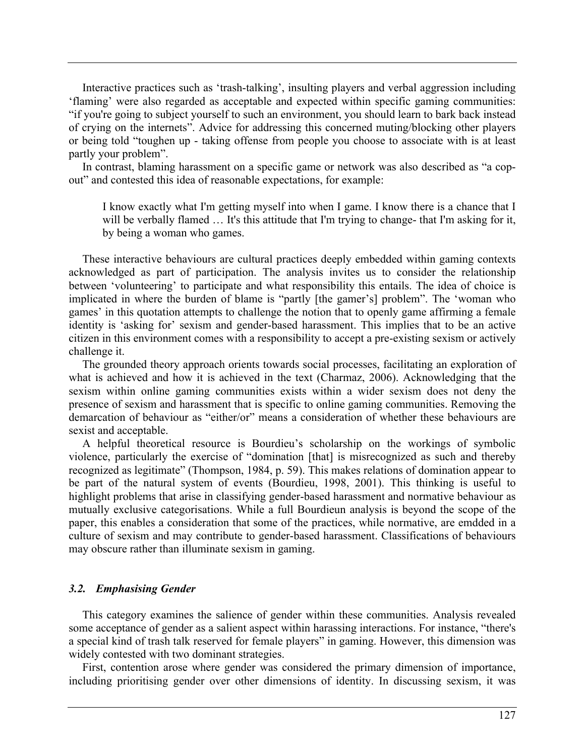Interactive practices such as 'trash-talking', insulting players and verbal aggression including 'flaming' were also regarded as acceptable and expected within specific gaming communities: "if you're going to subject yourself to such an environment, you should learn to bark back instead of crying on the internets". Advice for addressing this concerned muting/blocking other players or being told "toughen up - taking offense from people you choose to associate with is at least partly your problem".

In contrast, blaming harassment on a specific game or network was also described as "a cop-out" and contested this idea of reasonable expectations, for example:

> I know exactly what I'm getting myself into when I game. I know there is a chance that I will be verbally flamed … It's this attitude that I'm trying to change- that I'm asking for it, by being a woman who games.

These interactive behaviours are cultural practices deeply embedded within gaming contexts acknowledged as part of participation. The analysis invites us to consider the relationship between 'volunteering' to participate and what responsibility this entails. The idea of choice is implicated in where the burden of blame is "partly [the gamer's] problem". The 'woman who games' in this quotation attempts to challenge the notion that to openly game affirming a female identity is 'asking for' sexism and gender-based harassment. This implies that to be an active citizen in this environment comes with a responsibility to accept a pre-existing sexism or actively challenge it.

The grounded theory approach orients towards social processes, facilitating an exploration of what is achieved and how it is achieved in the text (Charmaz, 2006). Acknowledging that the sexism within online gaming communities exists within a wider sexism does not deny the presence of sexism and harassment that is specific to online gaming communities. Removing the demarcation of behaviour as "either/or" means a consideration of whether these behaviours are sexist and acceptable.

A helpful theoretical resource is Bourdieu's scholarship on the workings of symbolic violence, particularly the exercise of "domination [that] is misrecognized as such and thereby recognized as legitimate" (Thompson, 1984, p. 59). This makes relations of domination appear to be part of the natural system of events (Bourdieu, 1998, 2001). This thinking is useful to highlight problems that arise in classifying gender-based harassment and normative behaviour as mutually exclusive categorisations. While a full Bourdieun analysis is beyond the scope of the paper, this enables a consideration that some of the practices, while normative, are emdded in a culture of sexism and may contribute to gender-based harassment. Classifications of behaviours may obscure rather than illuminate sexism in gaming.

### *3.2. Emphasising Gender*

This category examines the salience of gender within these communities. Analysis revealed some acceptance of gender as a salient aspect within harassing interactions. For instance, "there's a special kind of trash talk reserved for female players" in gaming. However, this dimension was widely contested with two dominant strategies.

First, contention arose where gender was considered the primary dimension of importance, including prioritising gender over other dimensions of identity. In discussing sexism, it was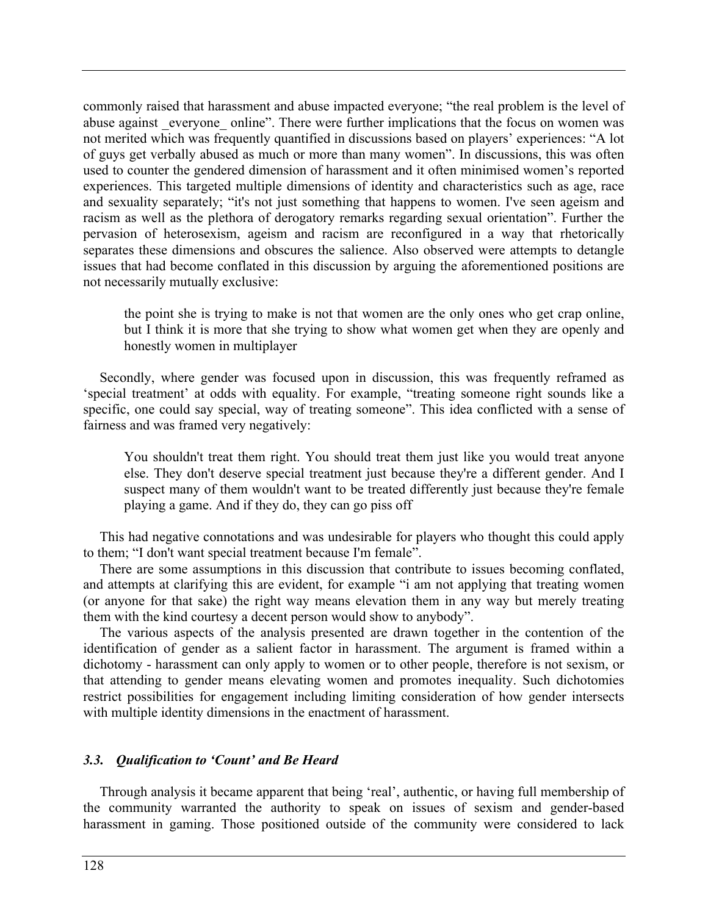commonly raised that harassment and abuse impacted everyone; "the real problem is the level of abuse against _everyone_ online". There were further implications that the focus on women was not merited which was frequently quantified in discussions based on players' experiences: "A lot of guys get verbally abused as much or more than many women". In discussions, this was often used to counter the gendered dimension of harassment and it often minimised women's reported experiences. This targeted multiple dimensions of identity and characteristics such as age, race and sexuality separately; "it's not just something that happens to women. I've seen ageism and racism as well as the plethora of derogatory remarks regarding sexual orientation". Further the pervasion of heterosexism, ageism and racism are reconfigured in a way that rhetorically separates these dimensions and obscures the salience. Also observed were attempts to detangle issues that had become conflated in this discussion by arguing the aforementioned positions are not necessarily mutually exclusive:

> the point she is trying to make is not that women are the only ones who get crap online, but I think it is more that she trying to show what women get when they are openly and honestly women in multiplayer

Secondly, where gender was focused upon in discussion, this was frequently reframed as 'special treatment' at odds with equality. For example, "treating someone right sounds like a specific, one could say special, way of treating someone". This idea conflicted with a sense of fairness and was framed very negatively:

> You shouldn't treat them right. You should treat them just like you would treat anyone else. They don't deserve special treatment just because they're a different gender. And I suspect many of them wouldn't want to be treated differently just because they're female playing a game. And if they do, they can go piss off

This had negative connotations and was undesirable for players who thought this could apply to them; "I don't want special treatment because I'm female".

There are some assumptions in this discussion that contribute to issues becoming conflated, and attempts at clarifying this are evident, for example "i am not applying that treating women (or anyone for that sake) the right way means elevation them in any way but merely treating them with the kind courtesy a decent person would show to anybody".

The various aspects of the analysis presented are drawn together in the contention of the identification of gender as a salient factor in harassment. The argument is framed within a dichotomy - harassment can only apply to women or to other people, therefore is not sexism, or that attending to gender means elevating women and promotes inequality. Such dichotomies restrict possibilities for engagement including limiting consideration of how gender intersects with multiple identity dimensions in the enactment of harassment.

### *3.3. Qualification to 'Count' and Be Heard*

Through analysis it became apparent that being 'real', authentic, or having full membership of the community warranted the authority to speak on issues of sexism and gender-based harassment in gaming. Those positioned outside of the community were considered to lack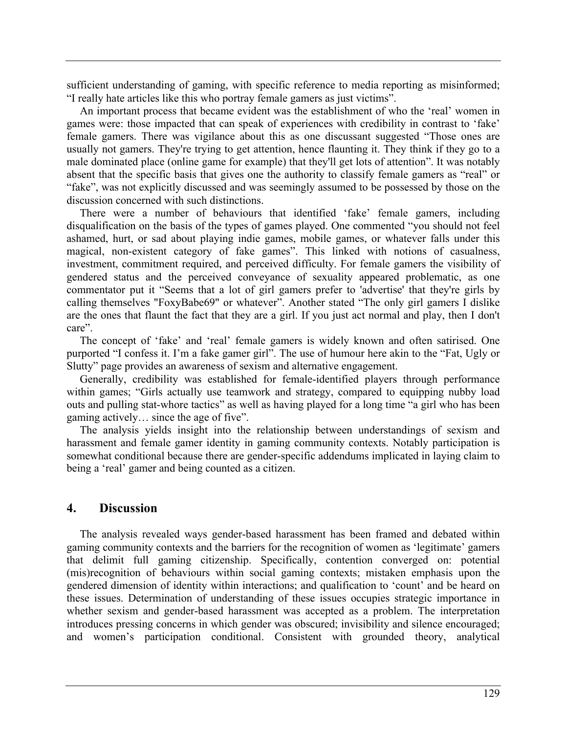sufficient understanding of gaming, with specific reference to media reporting as misinformed; "I really hate articles like this who portray female gamers as just victims".

An important process that became evident was the establishment of who the 'real' women in games were: those impacted that can speak of experiences with credibility in contrast to 'fake' female gamers. There was vigilance about this as one discussant suggested "Those ones are usually not gamers. They're trying to get attention, hence flaunting it. They think if they go to a male dominated place (online game for example) that they'll get lots of attention". It was notably absent that the specific basis that gives one the authority to classify female gamers as "real" or "fake", was not explicitly discussed and was seemingly assumed to be possessed by those on the discussion concerned with such distinctions.

There were a number of behaviours that identified 'fake' female gamers, including disqualification on the basis of the types of games played. One commented "you should not feel ashamed, hurt, or sad about playing indie games, mobile games, or whatever falls under this magical, non-existent category of fake games". This linked with notions of casualness, investment, commitment required, and perceived difficulty. For female gamers the visibility of gendered status and the perceived conveyance of sexuality appeared problematic, as one commentator put it "Seems that a lot of girl gamers prefer to 'advertise' that they're girls by calling themselves "FoxyBabe69" or whatever". Another stated "The only girl gamers I dislike are the ones that flaunt the fact that they are a girl. If you just act normal and play, then I don't care".

The concept of 'fake' and 'real' female gamers is widely known and often satirised. One purported "I confess it. I'm a fake gamer girl". The use of humour here akin to the "Fat, Ugly or Slutty" page provides an awareness of sexism and alternative engagement.

Generally, credibility was established for female-identified players through performance within games; "Girls actually use teamwork and strategy, compared to equipping nubby load outs and pulling stat-whore tactics" as well as having played for a long time "a girl who has been gaming actively… since the age of five".

The analysis yields insight into the relationship between understandings of sexism and harassment and female gamer identity in gaming community contexts. Notably participation is somewhat conditional because there are gender-specific addendums implicated in laying claim to being a 'real' gamer and being counted as a citizen.

## 4. Discussion

The analysis revealed ways gender-based harassment has been framed and debated within gaming community contexts and the barriers for the recognition of women as 'legitimate' gamers that delimit full gaming citizenship. Specifically, contention converged on: potential (mis)recognition of behaviours within social gaming contexts; mistaken emphasis upon the gendered dimension of identity within interactions; and qualification to 'count' and be heard on these issues. Determination of understanding of these issues occupies strategic importance in whether sexism and gender-based harassment was accepted as a problem. The interpretation introduces pressing concerns in which gender was obscured; invisibility and silence encouraged; and women's participation conditional. Consistent with grounded theory, analytical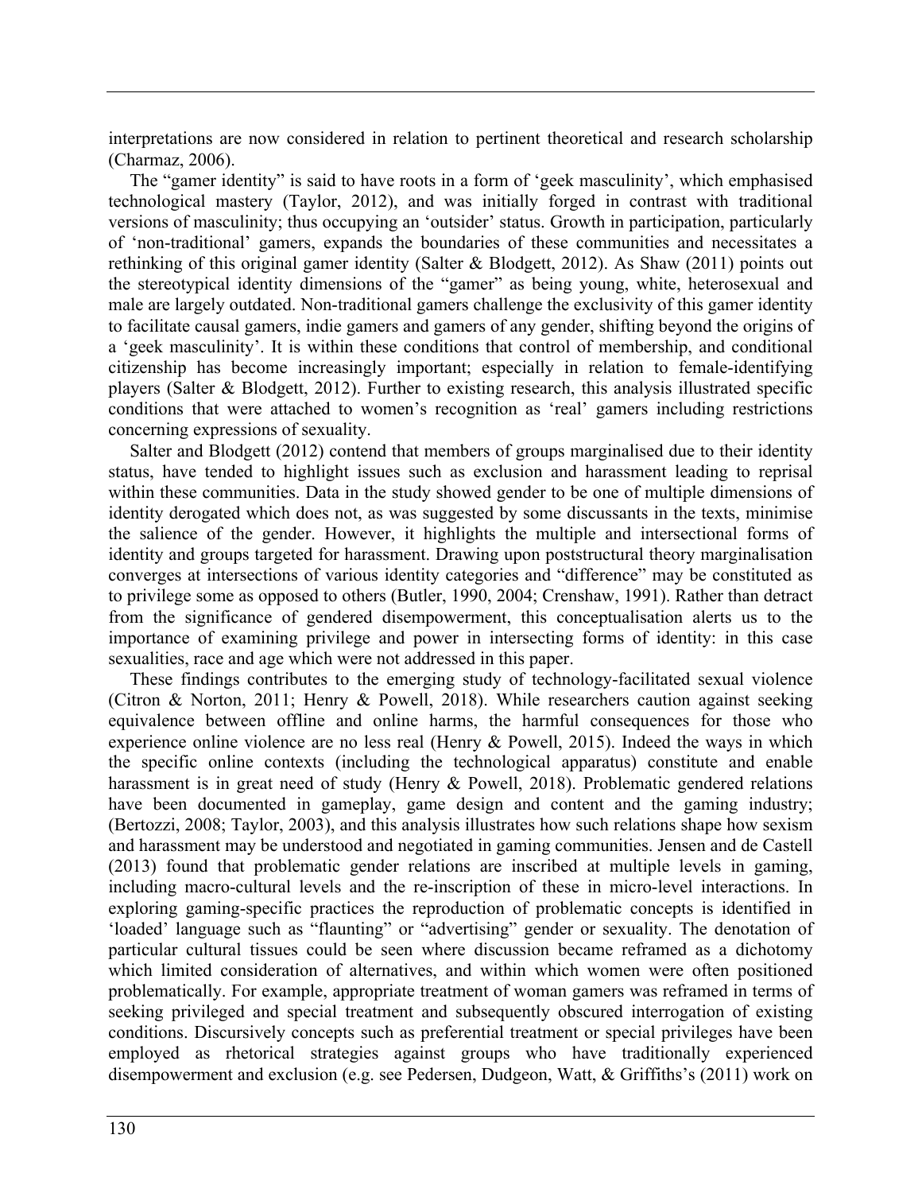interpretations are now considered in relation to pertinent theoretical and research scholarship (Charmaz, 2006).

The "gamer identity" is said to have roots in a form of 'geek masculinity', which emphasised technological mastery (Taylor, 2012), and was initially forged in contrast with traditional versions of masculinity; thus occupying an 'outsider' status. Growth in participation, particularly of 'non-traditional' gamers, expands the boundaries of these communities and necessitates a rethinking of this original gamer identity (Salter & Blodgett, 2012). As Shaw (2011) points out the stereotypical identity dimensions of the "gamer" as being young, white, heterosexual and male are largely outdated. Non-traditional gamers challenge the exclusivity of this gamer identity to facilitate causal gamers, indie gamers and gamers of any gender, shifting beyond the origins of a 'geek masculinity'. It is within these conditions that control of membership, and conditional citizenship has become increasingly important; especially in relation to female-identifying players (Salter & Blodgett, 2012). Further to existing research, this analysis illustrated specific conditions that were attached to women's recognition as 'real' gamers including restrictions concerning expressions of sexuality.

Salter and Blodgett (2012) contend that members of groups marginalised due to their identity status, have tended to highlight issues such as exclusion and harassment leading to reprisal within these communities. Data in the study showed gender to be one of multiple dimensions of identity derogated which does not, as was suggested by some discussants in the texts, minimise the salience of the gender. However, it highlights the multiple and intersectional forms of identity and groups targeted for harassment. Drawing upon poststructural theory marginalisation converges at intersections of various identity categories and "difference" may be constituted as to privilege some as opposed to others (Butler, 1990, 2004; Crenshaw, 1991). Rather than detract from the significance of gendered disempowerment, this conceptualisation alerts us to the importance of examining privilege and power in intersecting forms of identity: in this case sexualities, race and age which were not addressed in this paper.

These findings contributes to the emerging study of technology-facilitated sexual violence (Citron & Norton, 2011; Henry & Powell, 2018). While researchers caution against seeking equivalence between offline and online harms, the harmful consequences for those who experience online violence are no less real (Henry & Powell, 2015). Indeed the ways in which the specific online contexts (including the technological apparatus) constitute and enable harassment is in great need of study (Henry & Powell, 2018). Problematic gendered relations have been documented in gameplay, game design and content and the gaming industry; (Bertozzi, 2008; Taylor, 2003), and this analysis illustrates how such relations shape how sexism and harassment may be understood and negotiated in gaming communities. Jensen and de Castell (2013) found that problematic gender relations are inscribed at multiple levels in gaming, including macro-cultural levels and the re-inscription of these in micro-level interactions. In exploring gaming-specific practices the reproduction of problematic concepts is identified in 'loaded' language such as "flaunting" or "advertising" gender or sexuality. The denotation of particular cultural tissues could be seen where discussion became reframed as a dichotomy which limited consideration of alternatives, and within which women were often positioned problematically. For example, appropriate treatment of woman gamers was reframed in terms of seeking privileged and special treatment and subsequently obscured interrogation of existing conditions. Discursively concepts such as preferential treatment or special privileges have been employed as rhetorical strategies against groups who have traditionally experienced disempowerment and exclusion (e.g. see Pedersen, Dudgeon, Watt, & Griffiths's (2011) work on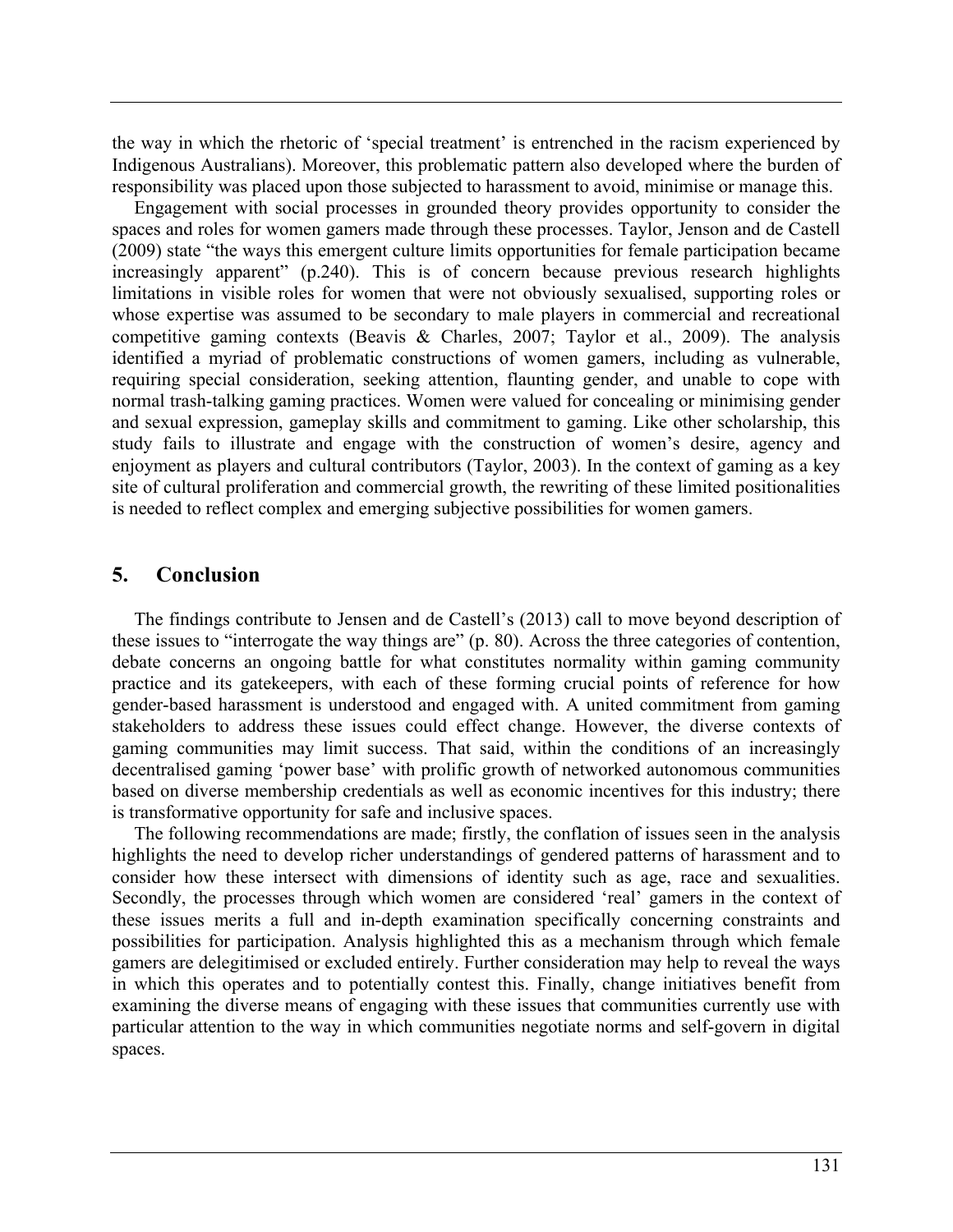the way in which the rhetoric of 'special treatment' is entrenched in the racism experienced by Indigenous Australians). Moreover, this problematic pattern also developed where the burden of responsibility was placed upon those subjected to harassment to avoid, minimise or manage this.

Engagement with social processes in grounded theory provides opportunity to consider the spaces and roles for women gamers made through these processes. Taylor, Jenson and de Castell (2009) state "the ways this emergent culture limits opportunities for female participation became increasingly apparent" (p.240). This is of concern because previous research highlights limitations in visible roles for women that were not obviously sexualised, supporting roles or whose expertise was assumed to be secondary to male players in commercial and recreational competitive gaming contexts (Beavis & Charles, 2007; Taylor et al., 2009). The analysis identified a myriad of problematic constructions of women gamers, including as vulnerable, requiring special consideration, seeking attention, flaunting gender, and unable to cope with normal trash-talking gaming practices. Women were valued for concealing or minimising gender and sexual expression, gameplay skills and commitment to gaming. Like other scholarship, this study fails to illustrate and engage with the construction of women's desire, agency and enjoyment as players and cultural contributors (Taylor, 2003). In the context of gaming as a key site of cultural proliferation and commercial growth, the rewriting of these limited positionalities is needed to reflect complex and emerging subjective possibilities for women gamers.

## 5. Conclusion

The findings contribute to Jensen and de Castell's (2013) call to move beyond description of these issues to "interrogate the way things are" (p. 80). Across the three categories of contention, debate concerns an ongoing battle for what constitutes normality within gaming community practice and its gatekeepers, with each of these forming crucial points of reference for how gender-based harassment is understood and engaged with. A united commitment from gaming stakeholders to address these issues could effect change. However, the diverse contexts of gaming communities may limit success. That said, within the conditions of an increasingly decentralised gaming 'power base' with prolific growth of networked autonomous communities based on diverse membership credentials as well as economic incentives for this industry; there is transformative opportunity for safe and inclusive spaces.

The following recommendations are made; firstly, the conflation of issues seen in the analysis highlights the need to develop richer understandings of gendered patterns of harassment and to consider how these intersect with dimensions of identity such as age, race and sexualities. Secondly, the processes through which women are considered 'real' gamers in the context of these issues merits a full and in-depth examination specifically concerning constraints and possibilities for participation. Analysis highlighted this as a mechanism through which female gamers are delegitimised or excluded entirely. Further consideration may help to reveal the ways in which this operates and to potentially contest this. Finally, change initiatives benefit from examining the diverse means of engaging with these issues that communities currently use with particular attention to the way in which communities negotiate norms and self-govern in digital spaces.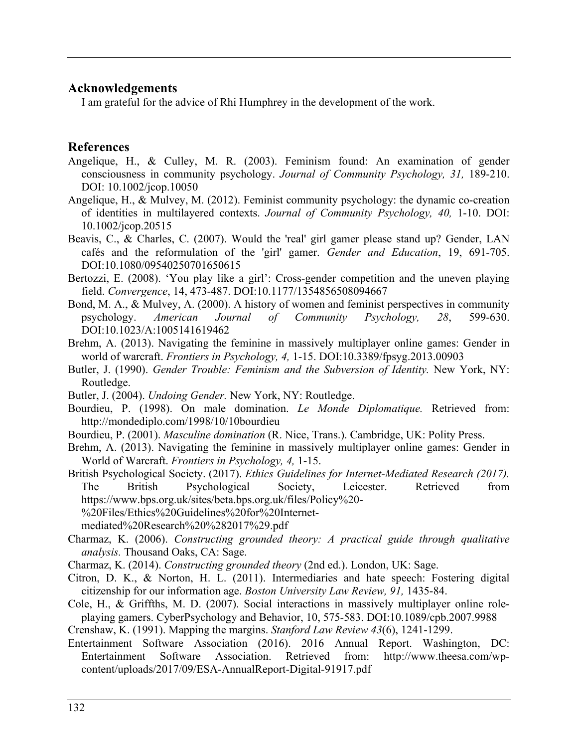## Acknowledgements

I am grateful for the advice of Rhi Humphrey in the development of the work.

## References

Angelique, H., & Culley, M. R. (2003). Feminism found: An examination of gender consciousness in community psychology. *Journal of Community Psychology, 31,* 189-210. DOI: 10.1002/jcop.10050

Angelique, H., & Mulvey, M. (2012). Feminist community psychology: the dynamic co-creation of identities in multilayered contexts. *Journal of Community Psychology, 40,* 1-10. DOI: 10.1002/jcop.20515

Beavis, C., & Charles, C. (2007). Would the 'real' girl gamer please stand up? Gender, LAN cafés and the reformulation of the 'girl' gamer. *Gender and Education*, 19, 691-705. DOI:10.1080/09540250701650615

Bertozzi, E. (2008). 'You play like a girl': Cross-gender competition and the uneven playing field. *Convergence*, 14, 473-487. DOI:10.1177/1354856508094667

Bond, M. A., & Mulvey, A. (2000). A history of women and feminist perspectives in community psychology. *American Journal of Community Psychology, 28*, 599-630. DOI:10.1023/A:1005141619462

Brehm, A. (2013). Navigating the feminine in massively multiplayer online games: Gender in world of warcraft. *Frontiers in Psychology, 4,* 1-15. DOI:10.3389/fpsyg.2013.00903

Butler, J. (1990). *Gender Trouble: Feminism and the Subversion of Identity.* New York, NY: Routledge.

Butler, J. (2004). *Undoing Gender.* New York, NY: Routledge.

Bourdieu, P. (1998). On male domination. *Le Monde Diplomatique.* Retrieved from: http://mondediplo.com/1998/10/10bourdieu

Bourdieu, P. (2001). *Masculine domination* (R. Nice, Trans.). Cambridge, UK: Polity Press.

Brehm, A. (2013). Navigating the feminine in massively multiplayer online games: Gender in World of Warcraft. *Frontiers in Psychology, 4,* 1-15.

British Psychological Society. (2017). *Ethics Guidelines for Internet-Mediated Research (2017).* The British Psychological Society, Leicester. Retrieved from https://www.bps.org.uk/sites/beta.bps.org.uk/files/Policy%20-%20Files/Ethics%20Guidelines%20for%20Internet-mediated%20Research%20%282017%29.pdf

Charmaz, K. (2006). *Constructing grounded theory: A practical guide through qualitative analysis.* Thousand Oaks, CA: Sage.

Charmaz, K. (2014). *Constructing grounded theory* (2nd ed.). London, UK: Sage.

Citron, D. K., & Norton, H. L. (2011). Intermediaries and hate speech: Fostering digital citizenship for our information age. *Boston University Law Review, 91,* 1435-84.

Cole, H., & Griffths, M. D. (2007). Social interactions in massively multiplayer online role-playing gamers. CyberPsychology and Behavior, 10, 575-583. DOI:10.1089/cpb.2007.9988

Crenshaw, K. (1991). Mapping the margins. *Stanford Law Review 43*(6), 1241-1299.

Entertainment Software Association (2016). 2016 Annual Report. Washington, DC: Entertainment Software Association. Retrieved from: http://www.theesa.com/wp-content/uploads/2017/09/ESA-AnnualReport-Digital-91917.pdf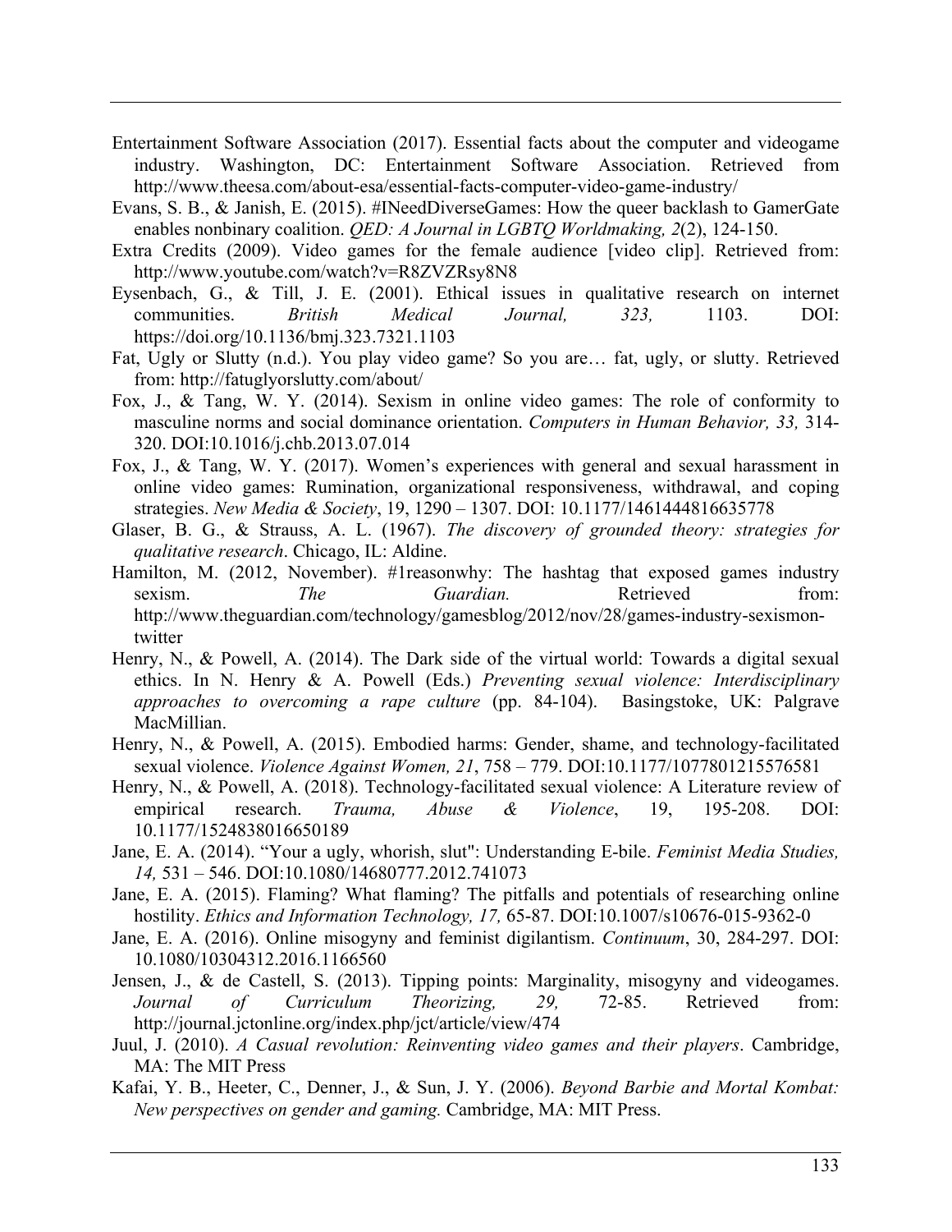Entertainment Software Association (2017). Essential facts about the computer and videogame industry. Washington, DC: Entertainment Software Association. Retrieved from http://www.theesa.com/about-esa/essential-facts-computer-video-game-industry/

Evans, S. B., & Janish, E. (2015). #INeedDiverseGames: How the queer backlash to GamerGate enables nonbinary coalition. *QED: A Journal in LGBTQ Worldmaking, 2*(2), 124-150.

Extra Credits (2009). Video games for the female audience [video clip]. Retrieved from: http://www.youtube.com/watch?v=R8ZVZRsy8N8

Eysenbach, G., & Till, J. E. (2001). Ethical issues in qualitative research on internet communities. *British Medical Journal, 323,* 1103. DOI: https://doi.org/10.1136/bmj.323.7321.1103

Fat, Ugly or Slutty (n.d.). You play video game? So you are… fat, ugly, or slutty. Retrieved from: http://fatuglyorslutty.com/about/

Fox, J., & Tang, W. Y. (2014). Sexism in online video games: The role of conformity to masculine norms and social dominance orientation. *Computers in Human Behavior, 33,* 314-320. DOI:10.1016/j.chb.2013.07.014

Fox, J., & Tang, W. Y. (2017). Women's experiences with general and sexual harassment in online video games: Rumination, organizational responsiveness, withdrawal, and coping strategies. *New Media & Society*, 19, 1290 – 1307. DOI: 10.1177/1461444816635778

Glaser, B. G., & Strauss, A. L. (1967). *The discovery of grounded theory: strategies for qualitative research*. Chicago, IL: Aldine.

Hamilton, M. (2012, November). #1reasonwhy: The hashtag that exposed games industry sexism. *The Guardian.* Retrieved from: http://www.theguardian.com/technology/gamesblog/2012/nov/28/games-industry-sexismon-twitter

Henry, N., & Powell, A. (2014). The Dark side of the virtual world: Towards a digital sexual ethics. In N. Henry & A. Powell (Eds.) *Preventing sexual violence: Interdisciplinary approaches to overcoming a rape culture* (pp. 84-104). Basingstoke, UK: Palgrave MacMillian.

Henry, N., & Powell, A. (2015). Embodied harms: Gender, shame, and technology-facilitated sexual violence. *Violence Against Women, 21*, 758 – 779. DOI:10.1177/1077801215576581

Henry, N., & Powell, A. (2018). Technology-facilitated sexual violence: A Literature review of empirical research. *Trauma, Abuse & Violence*, 19, 195-208. DOI: 10.1177/1524838016650189

Jane, E. A. (2014). "Your a ugly, whorish, slut": Understanding E-bile. *Feminist Media Studies, 14,* 531 – 546. DOI:10.1080/14680777.2012.741073

Jane, E. A. (2015). Flaming? What flaming? The pitfalls and potentials of researching online hostility. *Ethics and Information Technology, 17,* 65-87. DOI:10.1007/s10676-015-9362-0

Jane, E. A. (2016). Online misogyny and feminist digilantism. *Continuum*, 30, 284-297. DOI: 10.1080/10304312.2016.1166560

Jensen, J., & de Castell, S. (2013). Tipping points: Marginality, misogyny and videogames. *Journal of Curriculum Theorizing, 29,* 72-85. Retrieved from: http://journal.jctonline.org/index.php/jct/article/view/474

Juul, J. (2010). *A Casual revolution: Reinventing video games and their players*. Cambridge, MA: The MIT Press

Kafai, Y. B., Heeter, C., Denner, J., & Sun, J. Y. (2006). *Beyond Barbie and Mortal Kombat: New perspectives on gender and gaming.* Cambridge, MA: MIT Press.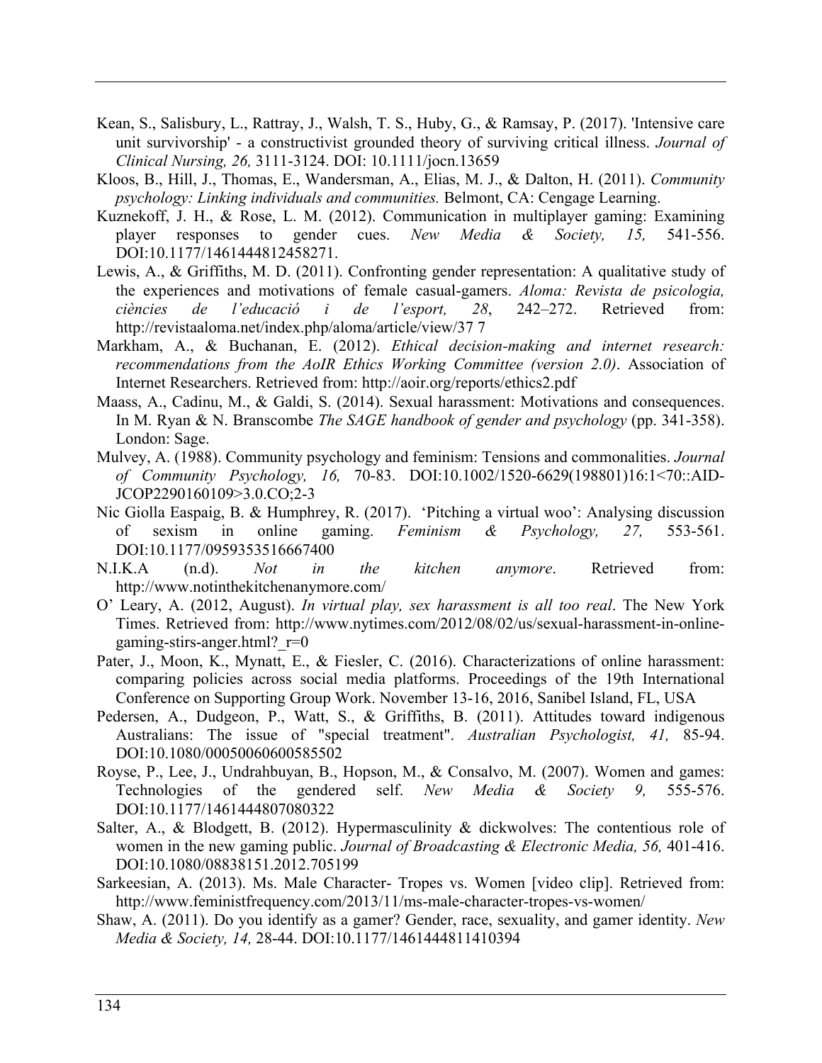Kean, S., Salisbury, L., Rattray, J., Walsh, T. S., Huby, G., & Ramsay, P. (2017). 'Intensive care unit survivorship' - a constructivist grounded theory of surviving critical illness. *Journal of Clinical Nursing, 26,* 3111-3124. DOI: 10.1111/jocn.13659

Kloos, B., Hill, J., Thomas, E., Wandersman, A., Elias, M. J., & Dalton, H. (2011). *Community psychology: Linking individuals and communities.* Belmont, CA: Cengage Learning.

Kuznekoff, J. H., & Rose, L. M. (2012). Communication in multiplayer gaming: Examining player responses to gender cues. *New Media & Society, 15,* 541-556. DOI:10.1177/1461444812458271.

Lewis, A., & Griffiths, M. D. (2011). Confronting gender representation: A qualitative study of the experiences and motivations of female casual-gamers. *Aloma: Revista de psicologia, ciències de l'educació i de l'esport, 28*, 242–272. Retrieved from: http://revistaaloma.net/index.php/aloma/article/view/37 7

Markham, A., & Buchanan, E. (2012). *Ethical decision-making and internet research: recommendations from the AoIR Ethics Working Committee (version 2.0)*. Association of Internet Researchers. Retrieved from: http://aoir.org/reports/ethics2.pdf

Maass, A., Cadinu, M., & Galdi, S. (2014). Sexual harassment: Motivations and consequences. In M. Ryan & N. Branscombe *The SAGE handbook of gender and psychology* (pp. 341-358). London: Sage.

Mulvey, A. (1988). Community psychology and feminism: Tensions and commonalities. *Journal of Community Psychology, 16,* 70-83. DOI:10.1002/1520-6629(198801)16:1<70::AID-JCOP2290160109>3.0.CO;2-3

Nic Giolla Easpaig, B. & Humphrey, R. (2017). 'Pitching a virtual woo': Analysing discussion of sexism in online gaming. *Feminism & Psychology, 27,* 553-561. DOI:10.1177/0959353516667400

N.I.K.A (n.d). *Not in the kitchen anymore*. Retrieved from: http://www.notinthekitchenanymore.com/

O' Leary, A. (2012, August). *In virtual play, sex harassment is all too real*. The New York Times. Retrieved from: http://www.nytimes.com/2012/08/02/us/sexual-harassment-in-online-gaming-stirs-anger.html?_r=0

Pater, J., Moon, K., Mynatt, E., & Fiesler, C. (2016). Characterizations of online harassment: comparing policies across social media platforms. Proceedings of the 19th International Conference on Supporting Group Work. November 13-16, 2016, Sanibel Island, FL, USA

Pedersen, A., Dudgeon, P., Watt, S., & Griffiths, B. (2011). Attitudes toward indigenous Australians: The issue of "special treatment". *Australian Psychologist, 41,* 85-94. DOI:10.1080/00050060600585502

Royse, P., Lee, J., Undrahbuyan, B., Hopson, M., & Consalvo, M. (2007). Women and games: Technologies of the gendered self. *New Media & Society 9,* 555-576. DOI:10.1177/1461444807080322

Salter, A., & Blodgett, B. (2012). Hypermasculinity & dickwolves: The contentious role of women in the new gaming public. *Journal of Broadcasting & Electronic Media, 56,* 401-416. DOI:10.1080/08838151.2012.705199

Sarkeesian, A. (2013). Ms. Male Character- Tropes vs. Women [video clip]. Retrieved from: http://www.feministfrequency.com/2013/11/ms-male-character-tropes-vs-women/

Shaw, A. (2011). Do you identify as a gamer? Gender, race, sexuality, and gamer identity. *New Media & Society, 14,* 28-44. DOI:10.1177/1461444811410394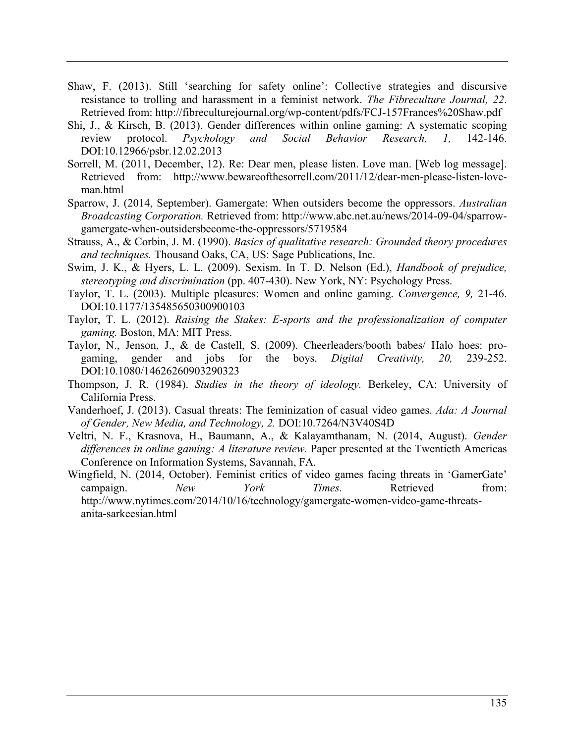Shaw, F. (2013). Still 'searching for safety online': Collective strategies and discursive resistance to trolling and harassment in a feminist network. *The Fibreculture Journal, 22*. Retrieved from: http://fibreculturejournal.org/wp-content/pdfs/FCJ-157Frances%20Shaw.pdf

Shi, J., & Kirsch, B. (2013). Gender differences within online gaming: A systematic scoping review protocol. *Psychology and Social Behavior Research, 1,* 142-146. DOI:10.12966/psbr.12.02.2013

Sorrell, M. (2011, December, 12). Re: Dear men, please listen. Love man. [Web log message]. Retrieved from: http://www.bewareofthesorrell.com/2011/12/dear-men-please-listen-love-man.html

Sparrow, J. (2014, September). Gamergate: When outsiders become the oppressors. *Australian Broadcasting Corporation.* Retrieved from: http://www.abc.net.au/news/2014-09-04/sparrow-gamergate-when-outsidersbecome-the-oppressors/5719584

Strauss, A., & Corbin, J. M. (1990). *Basics of qualitative research: Grounded theory procedures and techniques.* Thousand Oaks, CA, US: Sage Publications, Inc.

Swim, J. K., & Hyers, L. L. (2009). Sexism. In T. D. Nelson (Ed.), *Handbook of prejudice, stereotyping and discrimination* (pp. 407-430). New York, NY: Psychology Press.

Taylor, T. L. (2003). Multiple pleasures: Women and online gaming. *Convergence, 9,* 21-46. DOI:10.1177/135485650300900103

Taylor, T. L. (2012). *Raising the Stakes: E-sports and the professionalization of computer gaming.* Boston, MA: MIT Press.

Taylor, N., Jenson, J., & de Castell, S. (2009). Cheerleaders/booth babes/ Halo hoes: pro-gaming, gender and jobs for the boys. *Digital Creativity, 20,* 239-252. DOI:10.1080/14626260903290323

Thompson, J. R. (1984). *Studies in the theory of ideology.* Berkeley, CA: University of California Press.

Vanderhoef, J. (2013). Casual threats: The feminization of casual video games. *Ada: A Journal of Gender, New Media, and Technology, 2.* DOI:10.7264/N3V40S4D

Veltri, N. F., Krasnova, H., Baumann, A., & Kalayamthanam, N. (2014, August). *Gender differences in online gaming: A literature review.* Paper presented at the Twentieth Americas Conference on Information Systems, Savannah, FA.

Wingfield, N. (2014, October). Feminist critics of video games facing threats in 'GamerGate' campaign. *New York Times.* Retrieved from: http://www.nytimes.com/2014/10/16/technology/gamergate-women-video-game-threats-anita-sarkeesian.html